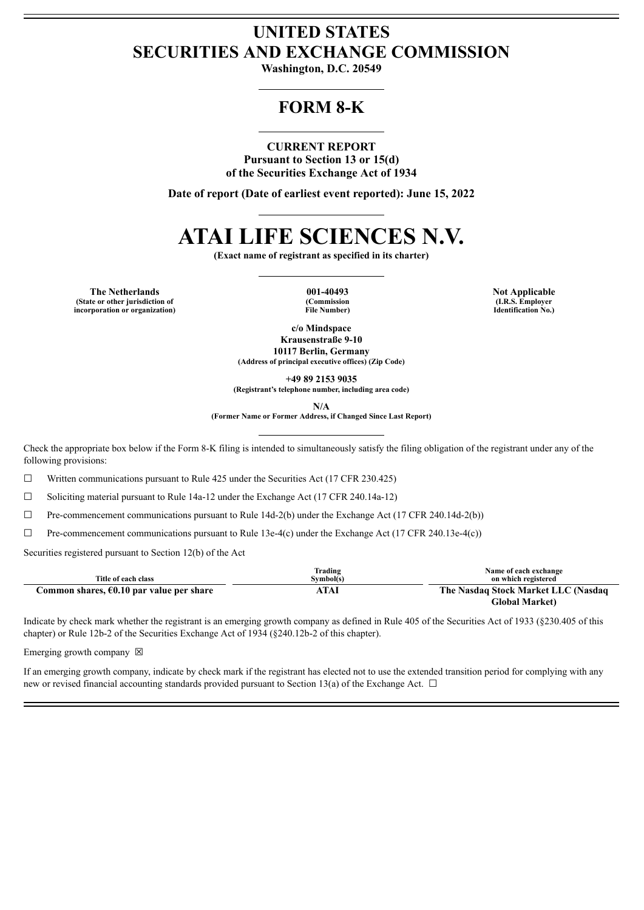# UNITED STATES
# SECURITIES AND EXCHANGE COMMISSION

**Washington, D.C. 20549**

## FORM 8-K

**CURRENT REPORT**
**Pursuant to Section 13 or 15(d)**
**of the Securities Exchange Act of 1934**

**Date of report (Date of earliest event reported): June 15, 2022**

# ATAI LIFE SCIENCES N.V.

**(Exact name of registrant as specified in its charter)**

| The Netherlands | 001-40493 | Not Applicable |
|---|---|---|
| (State or other jurisdiction of incorporation or organization) | (Commission File Number) | (I.R.S. Employer Identification No.) |

**c/o Mindspace**
**Krausenstraße 9-10**
**10117 Berlin, Germany**
**(Address of principal executive offices) (Zip Code)**

**+49 89 2153 9035**
**(Registrant's telephone number, including area code)**

**N/A**
**(Former Name or Former Address, if Changed Since Last Report)**

Check the appropriate box below if the Form 8-K filing is intended to simultaneously satisfy the filing obligation of the registrant under any of the following provisions:

☐ Written communications pursuant to Rule 425 under the Securities Act (17 CFR 230.425)

☐ Soliciting material pursuant to Rule 14a-12 under the Exchange Act (17 CFR 240.14a-12)

☐ Pre-commencement communications pursuant to Rule 14d-2(b) under the Exchange Act (17 CFR 240.14d-2(b))

☐ Pre-commencement communications pursuant to Rule 13e-4(c) under the Exchange Act (17 CFR 240.13e-4(c))

Securities registered pursuant to Section 12(b) of the Act

| Title of each class | Trading Symbol(s) | Name of each exchange on which registered |
|---|---|---|
| **Common shares, €0.10 par value per share** | **ATAI** | **The Nasdaq Stock Market LLC (Nasdaq Global Market)** |

Indicate by check mark whether the registrant is an emerging growth company as defined in Rule 405 of the Securities Act of 1933 (§230.405 of this chapter) or Rule 12b-2 of the Securities Exchange Act of 1934 (§240.12b-2 of this chapter).

Emerging growth company ☒

If an emerging growth company, indicate by check mark if the registrant has elected not to use the extended transition period for complying with any new or revised financial accounting standards provided pursuant to Section 13(a) of the Exchange Act. ☐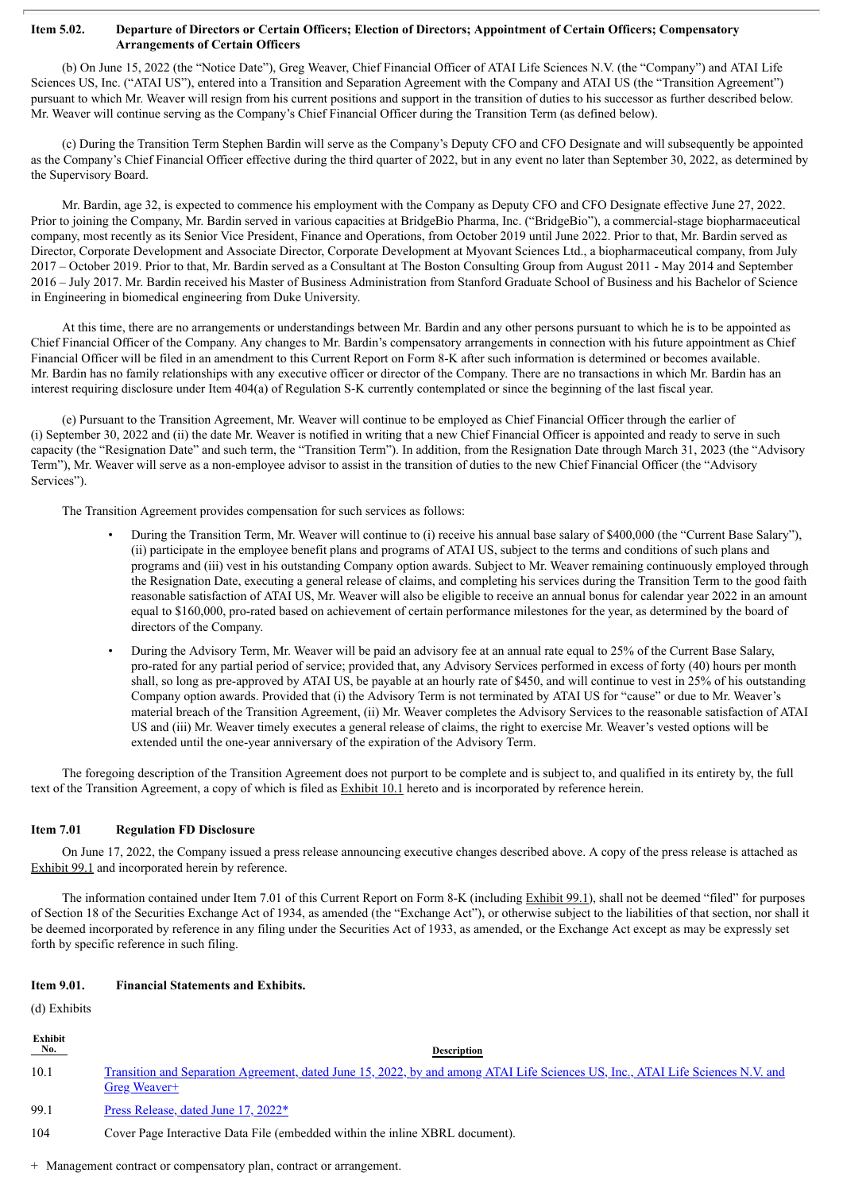**Item 5.02. Departure of Directors or Certain Officers; Election of Directors; Appointment of Certain Officers; Compensatory Arrangements of Certain Officers**

(b) On June 15, 2022 (the "Notice Date"), Greg Weaver, Chief Financial Officer of ATAI Life Sciences N.V. (the "Company") and ATAI Life Sciences US, Inc. ("ATAI US"), entered into a Transition and Separation Agreement with the Company and ATAI US (the "Transition Agreement") pursuant to which Mr. Weaver will resign from his current positions and support in the transition of duties to his successor as further described below. Mr. Weaver will continue serving as the Company's Chief Financial Officer during the Transition Term (as defined below).

(c) During the Transition Term Stephen Bardin will serve as the Company's Deputy CFO and CFO Designate and will subsequently be appointed as the Company's Chief Financial Officer effective during the third quarter of 2022, but in any event no later than September 30, 2022, as determined by the Supervisory Board.

Mr. Bardin, age 32, is expected to commence his employment with the Company as Deputy CFO and CFO Designate effective June 27, 2022. Prior to joining the Company, Mr. Bardin served in various capacities at BridgeBio Pharma, Inc. ("BridgeBio"), a commercial-stage biopharmaceutical company, most recently as its Senior Vice President, Finance and Operations, from October 2019 until June 2022. Prior to that, Mr. Bardin served as Director, Corporate Development and Associate Director, Corporate Development at Myovant Sciences Ltd., a biopharmaceutical company, from July 2017 – October 2019. Prior to that, Mr. Bardin served as a Consultant at The Boston Consulting Group from August 2011 - May 2014 and September 2016 – July 2017. Mr. Bardin received his Master of Business Administration from Stanford Graduate School of Business and his Bachelor of Science in Engineering in biomedical engineering from Duke University.

At this time, there are no arrangements or understandings between Mr. Bardin and any other persons pursuant to which he is to be appointed as Chief Financial Officer of the Company. Any changes to Mr. Bardin's compensatory arrangements in connection with his future appointment as Chief Financial Officer will be filed in an amendment to this Current Report on Form 8-K after such information is determined or becomes available. Mr. Bardin has no family relationships with any executive officer or director of the Company. There are no transactions in which Mr. Bardin has an interest requiring disclosure under Item 404(a) of Regulation S-K currently contemplated or since the beginning of the last fiscal year.

(e) Pursuant to the Transition Agreement, Mr. Weaver will continue to be employed as Chief Financial Officer through the earlier of (i) September 30, 2022 and (ii) the date Mr. Weaver is notified in writing that a new Chief Financial Officer is appointed and ready to serve in such capacity (the "Resignation Date" and such term, the "Transition Term"). In addition, from the Resignation Date through March 31, 2023 (the "Advisory Term"), Mr. Weaver will serve as a non-employee advisor to assist in the transition of duties to the new Chief Financial Officer (the "Advisory Services").

The Transition Agreement provides compensation for such services as follows:

- During the Transition Term, Mr. Weaver will continue to (i) receive his annual base salary of $400,000 (the "Current Base Salary"), (ii) participate in the employee benefit plans and programs of ATAI US, subject to the terms and conditions of such plans and programs and (iii) vest in his outstanding Company option awards. Subject to Mr. Weaver remaining continuously employed through the Resignation Date, executing a general release of claims, and completing his services during the Transition Term to the good faith reasonable satisfaction of ATAI US, Mr. Weaver will also be eligible to receive an annual bonus for calendar year 2022 in an amount equal to $160,000, pro-rated based on achievement of certain performance milestones for the year, as determined by the board of directors of the Company.
- During the Advisory Term, Mr. Weaver will be paid an advisory fee at an annual rate equal to 25% of the Current Base Salary, pro-rated for any partial period of service; provided that, any Advisory Services performed in excess of forty (40) hours per month shall, so long as pre-approved by ATAI US, be payable at an hourly rate of $450, and will continue to vest in 25% of his outstanding Company option awards. Provided that (i) the Advisory Term is not terminated by ATAI US for "cause" or due to Mr. Weaver's material breach of the Transition Agreement, (ii) Mr. Weaver completes the Advisory Services to the reasonable satisfaction of ATAI US and (iii) Mr. Weaver timely executes a general release of claims, the right to exercise Mr. Weaver's vested options will be extended until the one-year anniversary of the expiration of the Advisory Term.

The foregoing description of the Transition Agreement does not purport to be complete and is subject to, and qualified in its entirety by, the full text of the Transition Agreement, a copy of which is filed as Exhibit 10.1 hereto and is incorporated by reference herein.

**Item 7.01 Regulation FD Disclosure**

On June 17, 2022, the Company issued a press release announcing executive changes described above. A copy of the press release is attached as Exhibit 99.1 and incorporated herein by reference.

The information contained under Item 7.01 of this Current Report on Form 8-K (including Exhibit 99.1), shall not be deemed "filed" for purposes of Section 18 of the Securities Exchange Act of 1934, as amended (the "Exchange Act"), or otherwise subject to the liabilities of that section, nor shall it be deemed incorporated by reference in any filing under the Securities Act of 1933, as amended, or the Exchange Act except as may be expressly set forth by specific reference in such filing.

**Item 9.01. Financial Statements and Exhibits.**

(d) Exhibits

| Exhibit No. | Description |
|---|---|
| 10.1 | Transition and Separation Agreement, dated June 15, 2022, by and among ATAI Life Sciences US, Inc., ATAI Life Sciences N.V. and Greg Weaver+ |
| 99.1 | Press Release, dated June 17, 2022* |
| 104 | Cover Page Interactive Data File (embedded within the inline XBRL document). |

+ Management contract or compensatory plan, contract or arrangement.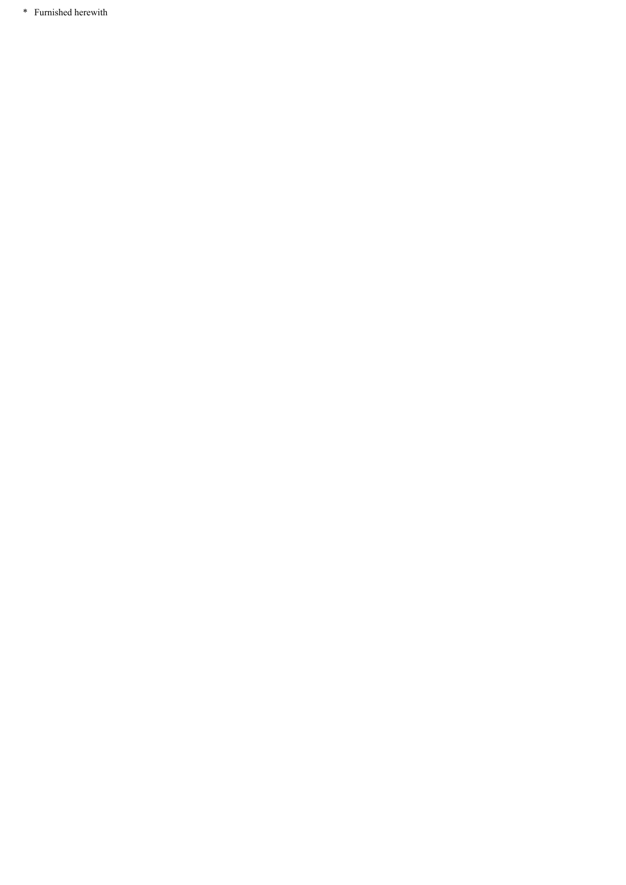* Furnished herewith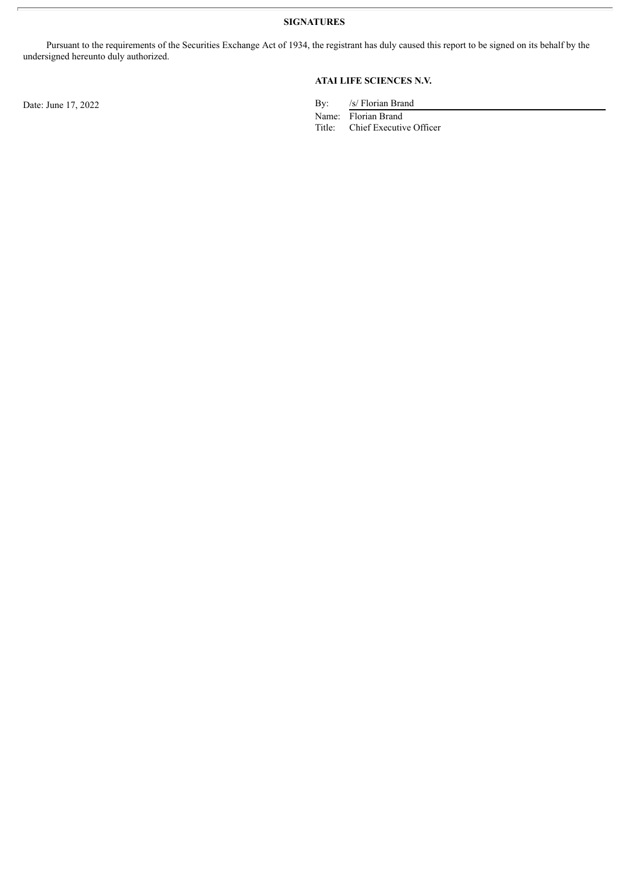## SIGNATURES

Pursuant to the requirements of the Securities Exchange Act of 1934, the registrant has duly caused this report to be signed on its behalf by the undersigned hereunto duly authorized.

**ATAI LIFE SCIENCES N.V.**

Date: June 17, 2022

By: /s/ Florian Brand
Name: Florian Brand
Title: Chief Executive Officer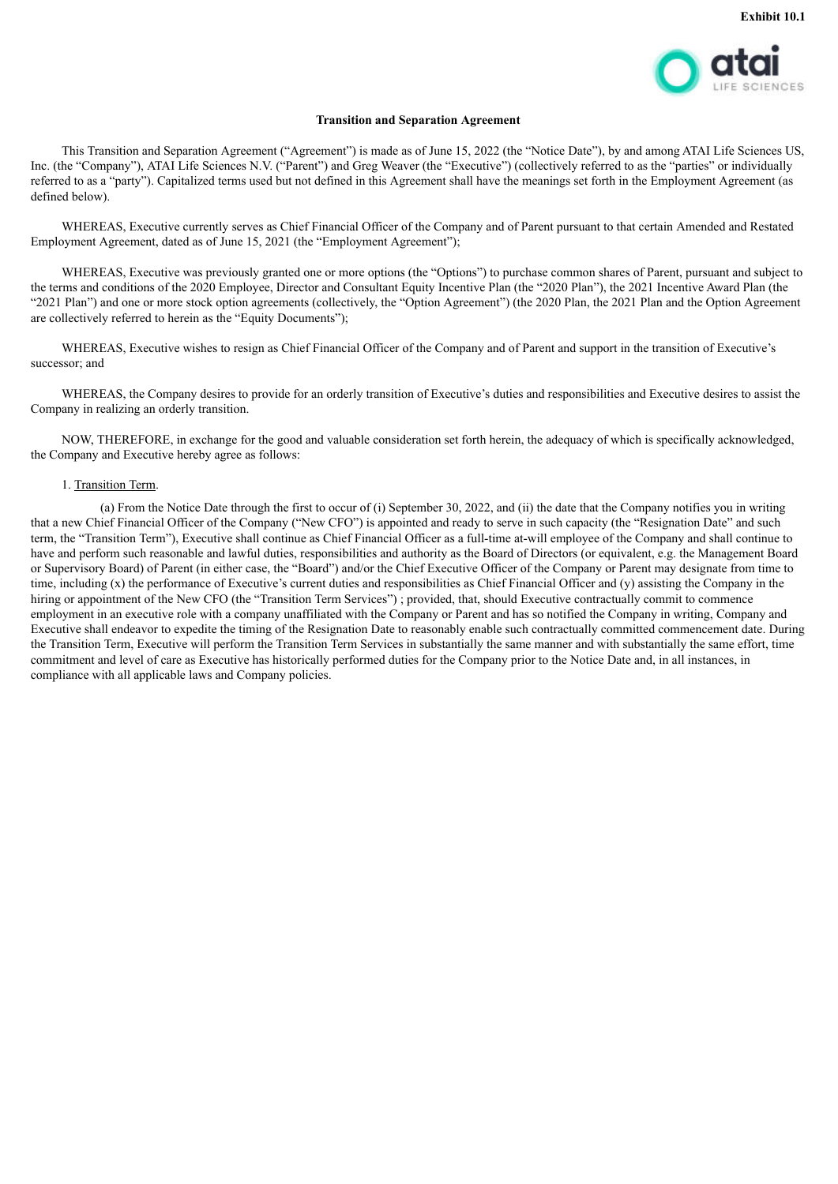**Exhibit 10.1**

**Transition and Separation Agreement**

This Transition and Separation Agreement ("Agreement") is made as of June 15, 2022 (the "Notice Date"), by and among ATAI Life Sciences US, Inc. (the "Company"), ATAI Life Sciences N.V. ("Parent") and Greg Weaver (the "Executive") (collectively referred to as the "parties" or individually referred to as a "party"). Capitalized terms used but not defined in this Agreement shall have the meanings set forth in the Employment Agreement (as defined below).

WHEREAS, Executive currently serves as Chief Financial Officer of the Company and of Parent pursuant to that certain Amended and Restated Employment Agreement, dated as of June 15, 2021 (the "Employment Agreement");

WHEREAS, Executive was previously granted one or more options (the "Options") to purchase common shares of Parent, pursuant and subject to the terms and conditions of the 2020 Employee, Director and Consultant Equity Incentive Plan (the "2020 Plan"), the 2021 Incentive Award Plan (the "2021 Plan") and one or more stock option agreements (collectively, the "Option Agreement") (the 2020 Plan, the 2021 Plan and the Option Agreement are collectively referred to herein as the "Equity Documents");

WHEREAS, Executive wishes to resign as Chief Financial Officer of the Company and of Parent and support in the transition of Executive's successor; and

WHEREAS, the Company desires to provide for an orderly transition of Executive's duties and responsibilities and Executive desires to assist the Company in realizing an orderly transition.

NOW, THEREFORE, in exchange for the good and valuable consideration set forth herein, the adequacy of which is specifically acknowledged, the Company and Executive hereby agree as follows:

1. Transition Term.

(a) From the Notice Date through the first to occur of (i) September 30, 2022, and (ii) the date that the Company notifies you in writing that a new Chief Financial Officer of the Company ("New CFO") is appointed and ready to serve in such capacity (the "Resignation Date" and such term, the "Transition Term"), Executive shall continue as Chief Financial Officer as a full-time at-will employee of the Company and shall continue to have and perform such reasonable and lawful duties, responsibilities and authority as the Board of Directors (or equivalent, e.g. the Management Board or Supervisory Board) of Parent (in either case, the "Board") and/or the Chief Executive Officer of the Company or Parent may designate from time to time, including (x) the performance of Executive's current duties and responsibilities as Chief Financial Officer and (y) assisting the Company in the hiring or appointment of the New CFO (the "Transition Term Services") ; provided, that, should Executive contractually commit to commence employment in an executive role with a company unaffiliated with the Company or Parent and has so notified the Company in writing, Company and Executive shall endeavor to expedite the timing of the Resignation Date to reasonably enable such contractually committed commencement date. During the Transition Term, Executive will perform the Transition Term Services in substantially the same manner and with substantially the same effort, time commitment and level of care as Executive has historically performed duties for the Company prior to the Notice Date and, in all instances, in compliance with all applicable laws and Company policies.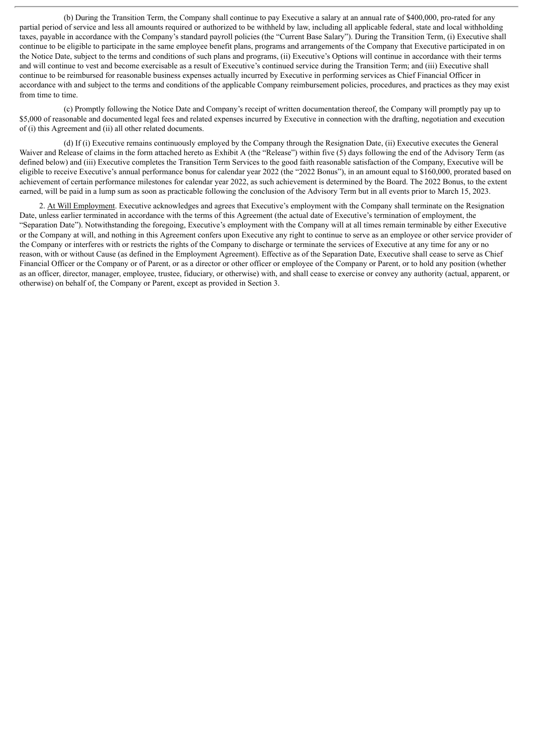(b) During the Transition Term, the Company shall continue to pay Executive a salary at an annual rate of $400,000, pro-rated for any partial period of service and less all amounts required or authorized to be withheld by law, including all applicable federal, state and local withholding taxes, payable in accordance with the Company's standard payroll policies (the "Current Base Salary"). During the Transition Term, (i) Executive shall continue to be eligible to participate in the same employee benefit plans, programs and arrangements of the Company that Executive participated in on the Notice Date, subject to the terms and conditions of such plans and programs, (ii) Executive's Options will continue in accordance with their terms and will continue to vest and become exercisable as a result of Executive's continued service during the Transition Term; and (iii) Executive shall continue to be reimbursed for reasonable business expenses actually incurred by Executive in performing services as Chief Financial Officer in accordance with and subject to the terms and conditions of the applicable Company reimbursement policies, procedures, and practices as they may exist from time to time.

(c) Promptly following the Notice Date and Company's receipt of written documentation thereof, the Company will promptly pay up to $5,000 of reasonable and documented legal fees and related expenses incurred by Executive in connection with the drafting, negotiation and execution of (i) this Agreement and (ii) all other related documents.

(d) If (i) Executive remains continuously employed by the Company through the Resignation Date, (ii) Executive executes the General Waiver and Release of claims in the form attached hereto as Exhibit A (the "Release") within five (5) days following the end of the Advisory Term (as defined below) and (iii) Executive completes the Transition Term Services to the good faith reasonable satisfaction of the Company, Executive will be eligible to receive Executive's annual performance bonus for calendar year 2022 (the "2022 Bonus"), in an amount equal to $160,000, prorated based on achievement of certain performance milestones for calendar year 2022, as such achievement is determined by the Board. The 2022 Bonus, to the extent earned, will be paid in a lump sum as soon as practicable following the conclusion of the Advisory Term but in all events prior to March 15, 2023.

2. At Will Employment. Executive acknowledges and agrees that Executive's employment with the Company shall terminate on the Resignation Date, unless earlier terminated in accordance with the terms of this Agreement (the actual date of Executive's termination of employment, the "Separation Date"). Notwithstanding the foregoing, Executive's employment with the Company will at all times remain terminable by either Executive or the Company at will, and nothing in this Agreement confers upon Executive any right to continue to serve as an employee or other service provider of the Company or interferes with or restricts the rights of the Company to discharge or terminate the services of Executive at any time for any or no reason, with or without Cause (as defined in the Employment Agreement). Effective as of the Separation Date, Executive shall cease to serve as Chief Financial Officer or the Company or of Parent, or as a director or other officer or employee of the Company or Parent, or to hold any position (whether as an officer, director, manager, employee, trustee, fiduciary, or otherwise) with, and shall cease to exercise or convey any authority (actual, apparent, or otherwise) on behalf of, the Company or Parent, except as provided in Section 3.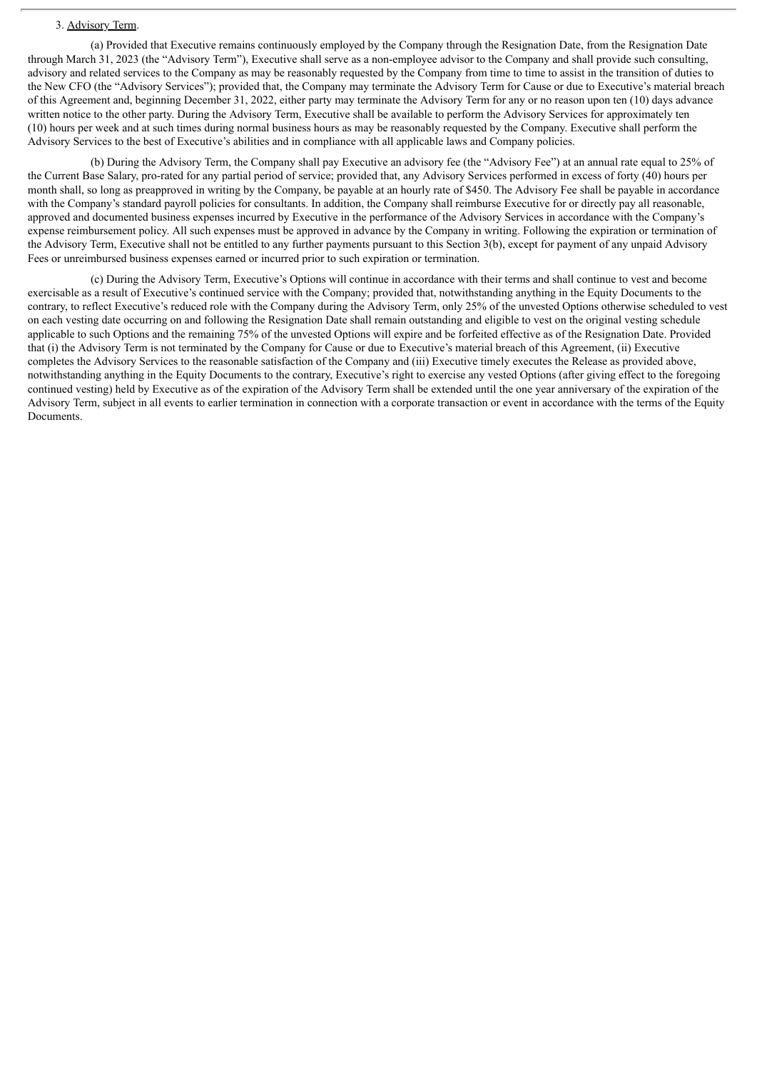3. Advisory Term.

(a) Provided that Executive remains continuously employed by the Company through the Resignation Date, from the Resignation Date through March 31, 2023 (the "Advisory Term"), Executive shall serve as a non-employee advisor to the Company and shall provide such consulting, advisory and related services to the Company as may be reasonably requested by the Company from time to time to assist in the transition of duties to the New CFO (the "Advisory Services"); provided that, the Company may terminate the Advisory Term for Cause or due to Executive's material breach of this Agreement and, beginning December 31, 2022, either party may terminate the Advisory Term for any or no reason upon ten (10) days advance written notice to the other party. During the Advisory Term, Executive shall be available to perform the Advisory Services for approximately ten (10) hours per week and at such times during normal business hours as may be reasonably requested by the Company. Executive shall perform the Advisory Services to the best of Executive's abilities and in compliance with all applicable laws and Company policies.

(b) During the Advisory Term, the Company shall pay Executive an advisory fee (the "Advisory Fee") at an annual rate equal to 25% of the Current Base Salary, pro-rated for any partial period of service; provided that, any Advisory Services performed in excess of forty (40) hours per month shall, so long as preapproved in writing by the Company, be payable at an hourly rate of $450. The Advisory Fee shall be payable in accordance with the Company's standard payroll policies for consultants. In addition, the Company shall reimburse Executive for or directly pay all reasonable, approved and documented business expenses incurred by Executive in the performance of the Advisory Services in accordance with the Company's expense reimbursement policy. All such expenses must be approved in advance by the Company in writing. Following the expiration or termination of the Advisory Term, Executive shall not be entitled to any further payments pursuant to this Section 3(b), except for payment of any unpaid Advisory Fees or unreimbursed business expenses earned or incurred prior to such expiration or termination.

(c) During the Advisory Term, Executive's Options will continue in accordance with their terms and shall continue to vest and become exercisable as a result of Executive's continued service with the Company; provided that, notwithstanding anything in the Equity Documents to the contrary, to reflect Executive's reduced role with the Company during the Advisory Term, only 25% of the unvested Options otherwise scheduled to vest on each vesting date occurring on and following the Resignation Date shall remain outstanding and eligible to vest on the original vesting schedule applicable to such Options and the remaining 75% of the unvested Options will expire and be forfeited effective as of the Resignation Date. Provided that (i) the Advisory Term is not terminated by the Company for Cause or due to Executive's material breach of this Agreement, (ii) Executive completes the Advisory Services to the reasonable satisfaction of the Company and (iii) Executive timely executes the Release as provided above, notwithstanding anything in the Equity Documents to the contrary, Executive's right to exercise any vested Options (after giving effect to the foregoing continued vesting) held by Executive as of the expiration of the Advisory Term shall be extended until the one year anniversary of the expiration of the Advisory Term, subject in all events to earlier termination in connection with a corporate transaction or event in accordance with the terms of the Equity Documents.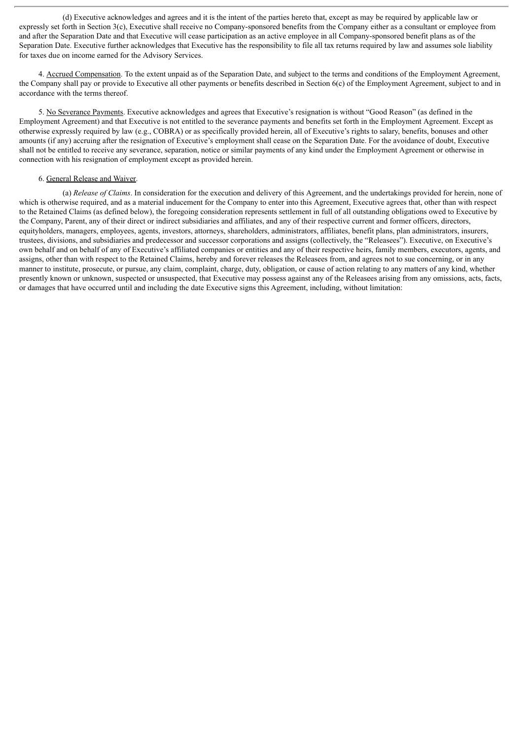(d) Executive acknowledges and agrees and it is the intent of the parties hereto that, except as may be required by applicable law or expressly set forth in Section 3(c), Executive shall receive no Company-sponsored benefits from the Company either as a consultant or employee from and after the Separation Date and that Executive will cease participation as an active employee in all Company-sponsored benefit plans as of the Separation Date. Executive further acknowledges that Executive has the responsibility to file all tax returns required by law and assumes sole liability for taxes due on income earned for the Advisory Services.

4. Accrued Compensation. To the extent unpaid as of the Separation Date, and subject to the terms and conditions of the Employment Agreement, the Company shall pay or provide to Executive all other payments or benefits described in Section 6(c) of the Employment Agreement, subject to and in accordance with the terms thereof.

5. No Severance Payments. Executive acknowledges and agrees that Executive's resignation is without "Good Reason" (as defined in the Employment Agreement) and that Executive is not entitled to the severance payments and benefits set forth in the Employment Agreement. Except as otherwise expressly required by law (e.g., COBRA) or as specifically provided herein, all of Executive's rights to salary, benefits, bonuses and other amounts (if any) accruing after the resignation of Executive's employment shall cease on the Separation Date. For the avoidance of doubt, Executive shall not be entitled to receive any severance, separation, notice or similar payments of any kind under the Employment Agreement or otherwise in connection with his resignation of employment except as provided herein.

6. General Release and Waiver.

(a) *Release of Claims*. In consideration for the execution and delivery of this Agreement, and the undertakings provided for herein, none of which is otherwise required, and as a material inducement for the Company to enter into this Agreement, Executive agrees that, other than with respect to the Retained Claims (as defined below), the foregoing consideration represents settlement in full of all outstanding obligations owed to Executive by the Company, Parent, any of their direct or indirect subsidiaries and affiliates, and any of their respective current and former officers, directors, equityholders, managers, employees, agents, investors, attorneys, shareholders, administrators, affiliates, benefit plans, plan administrators, insurers, trustees, divisions, and subsidiaries and predecessor and successor corporations and assigns (collectively, the "Releasees"). Executive, on Executive's own behalf and on behalf of any of Executive's affiliated companies or entities and any of their respective heirs, family members, executors, agents, and assigns, other than with respect to the Retained Claims, hereby and forever releases the Releasees from, and agrees not to sue concerning, or in any manner to institute, prosecute, or pursue, any claim, complaint, charge, duty, obligation, or cause of action relating to any matters of any kind, whether presently known or unknown, suspected or unsuspected, that Executive may possess against any of the Releasees arising from any omissions, acts, facts, or damages that have occurred until and including the date Executive signs this Agreement, including, without limitation: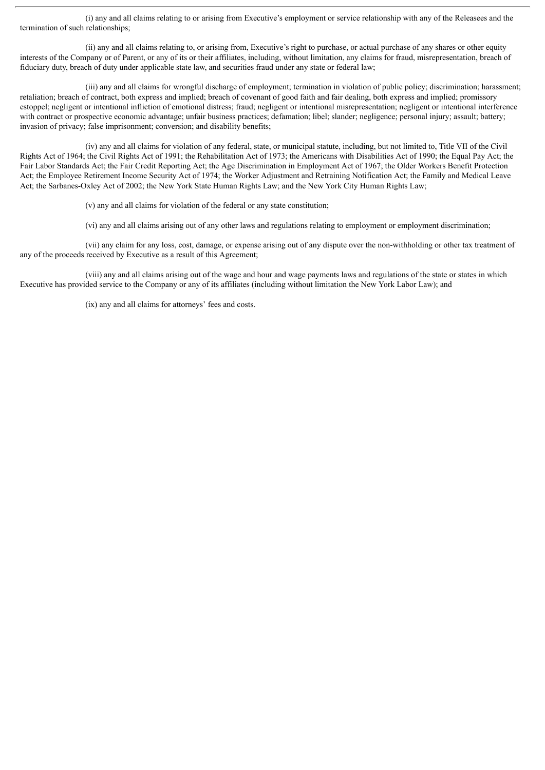(i) any and all claims relating to or arising from Executive's employment or service relationship with any of the Releasees and the termination of such relationships;

(ii) any and all claims relating to, or arising from, Executive's right to purchase, or actual purchase of any shares or other equity interests of the Company or of Parent, or any of its or their affiliates, including, without limitation, any claims for fraud, misrepresentation, breach of fiduciary duty, breach of duty under applicable state law, and securities fraud under any state or federal law;

(iii) any and all claims for wrongful discharge of employment; termination in violation of public policy; discrimination; harassment; retaliation; breach of contract, both express and implied; breach of covenant of good faith and fair dealing, both express and implied; promissory estoppel; negligent or intentional infliction of emotional distress; fraud; negligent or intentional misrepresentation; negligent or intentional interference with contract or prospective economic advantage; unfair business practices; defamation; libel; slander; negligence; personal injury; assault; battery; invasion of privacy; false imprisonment; conversion; and disability benefits;

(iv) any and all claims for violation of any federal, state, or municipal statute, including, but not limited to, Title VII of the Civil Rights Act of 1964; the Civil Rights Act of 1991; the Rehabilitation Act of 1973; the Americans with Disabilities Act of 1990; the Equal Pay Act; the Fair Labor Standards Act; the Fair Credit Reporting Act; the Age Discrimination in Employment Act of 1967; the Older Workers Benefit Protection Act; the Employee Retirement Income Security Act of 1974; the Worker Adjustment and Retraining Notification Act; the Family and Medical Leave Act; the Sarbanes-Oxley Act of 2002; the New York State Human Rights Law; and the New York City Human Rights Law;

(v) any and all claims for violation of the federal or any state constitution;

(vi) any and all claims arising out of any other laws and regulations relating to employment or employment discrimination;

(vii) any claim for any loss, cost, damage, or expense arising out of any dispute over the non-withholding or other tax treatment of any of the proceeds received by Executive as a result of this Agreement;

(viii) any and all claims arising out of the wage and hour and wage payments laws and regulations of the state or states in which Executive has provided service to the Company or any of its affiliates (including without limitation the New York Labor Law); and

(ix) any and all claims for attorneys' fees and costs.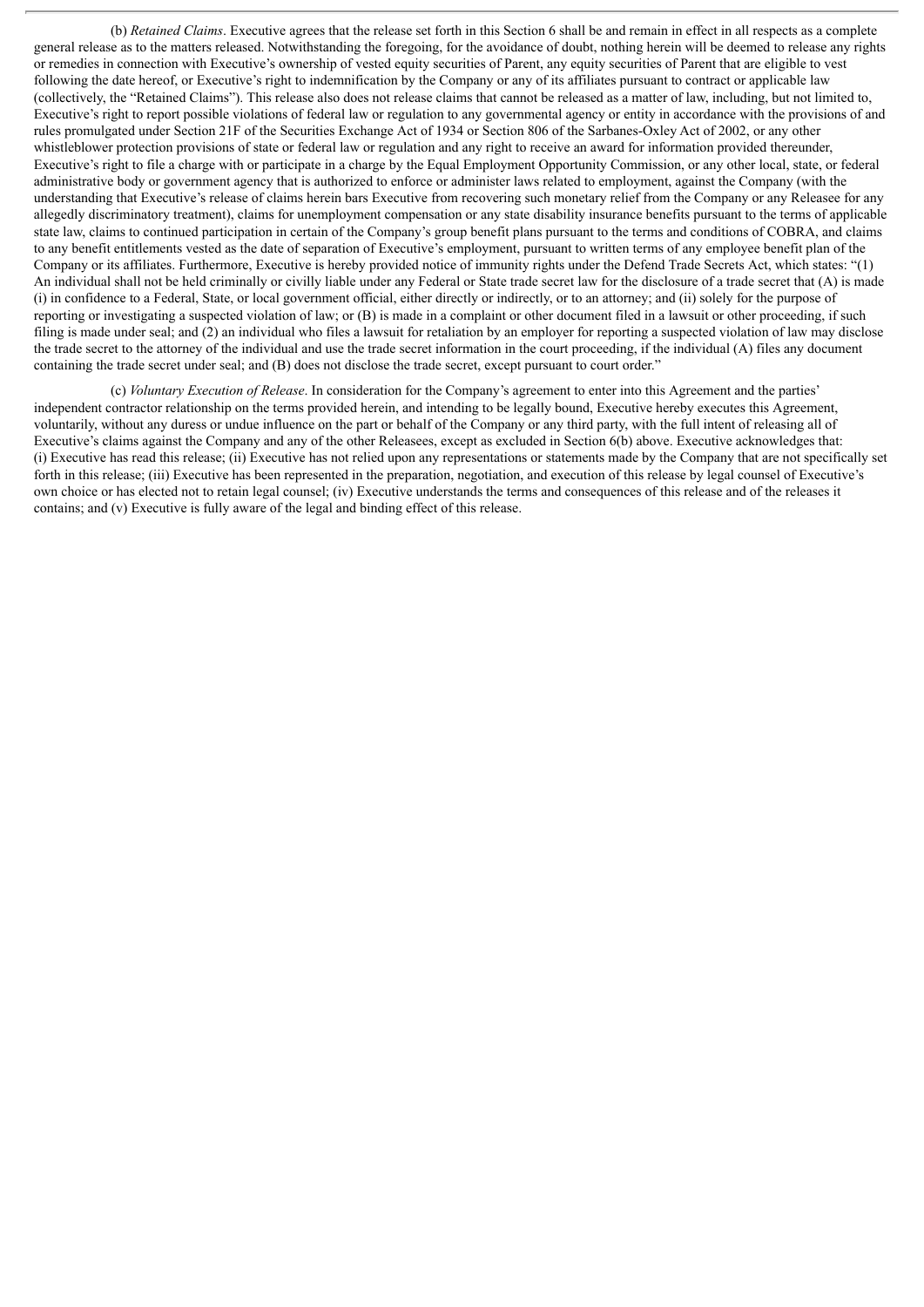(b) *Retained Claims*. Executive agrees that the release set forth in this Section 6 shall be and remain in effect in all respects as a complete general release as to the matters released. Notwithstanding the foregoing, for the avoidance of doubt, nothing herein will be deemed to release any rights or remedies in connection with Executive's ownership of vested equity securities of Parent, any equity securities of Parent that are eligible to vest following the date hereof, or Executive's right to indemnification by the Company or any of its affiliates pursuant to contract or applicable law (collectively, the "Retained Claims"). This release also does not release claims that cannot be released as a matter of law, including, but not limited to, Executive's right to report possible violations of federal law or regulation to any governmental agency or entity in accordance with the provisions of and rules promulgated under Section 21F of the Securities Exchange Act of 1934 or Section 806 of the Sarbanes-Oxley Act of 2002, or any other whistleblower protection provisions of state or federal law or regulation and any right to receive an award for information provided thereunder, Executive's right to file a charge with or participate in a charge by the Equal Employment Opportunity Commission, or any other local, state, or federal administrative body or government agency that is authorized to enforce or administer laws related to employment, against the Company (with the understanding that Executive's release of claims herein bars Executive from recovering such monetary relief from the Company or any Releasee for any allegedly discriminatory treatment), claims for unemployment compensation or any state disability insurance benefits pursuant to the terms of applicable state law, claims to continued participation in certain of the Company's group benefit plans pursuant to the terms and conditions of COBRA, and claims to any benefit entitlements vested as the date of separation of Executive's employment, pursuant to written terms of any employee benefit plan of the Company or its affiliates. Furthermore, Executive is hereby provided notice of immunity rights under the Defend Trade Secrets Act, which states: "(1) An individual shall not be held criminally or civilly liable under any Federal or State trade secret law for the disclosure of a trade secret that (A) is made (i) in confidence to a Federal, State, or local government official, either directly or indirectly, or to an attorney; and (ii) solely for the purpose of reporting or investigating a suspected violation of law; or (B) is made in a complaint or other document filed in a lawsuit or other proceeding, if such filing is made under seal; and (2) an individual who files a lawsuit for retaliation by an employer for reporting a suspected violation of law may disclose the trade secret to the attorney of the individual and use the trade secret information in the court proceeding, if the individual (A) files any document containing the trade secret under seal; and (B) does not disclose the trade secret, except pursuant to court order."

(c) *Voluntary Execution of Release*. In consideration for the Company's agreement to enter into this Agreement and the parties' independent contractor relationship on the terms provided herein, and intending to be legally bound, Executive hereby executes this Agreement, voluntarily, without any duress or undue influence on the part or behalf of the Company or any third party, with the full intent of releasing all of Executive's claims against the Company and any of the other Releasees, except as excluded in Section 6(b) above. Executive acknowledges that: (i) Executive has read this release; (ii) Executive has not relied upon any representations or statements made by the Company that are not specifically set forth in this release; (iii) Executive has been represented in the preparation, negotiation, and execution of this release by legal counsel of Executive's own choice or has elected not to retain legal counsel; (iv) Executive understands the terms and consequences of this release and of the releases it contains; and (v) Executive is fully aware of the legal and binding effect of this release.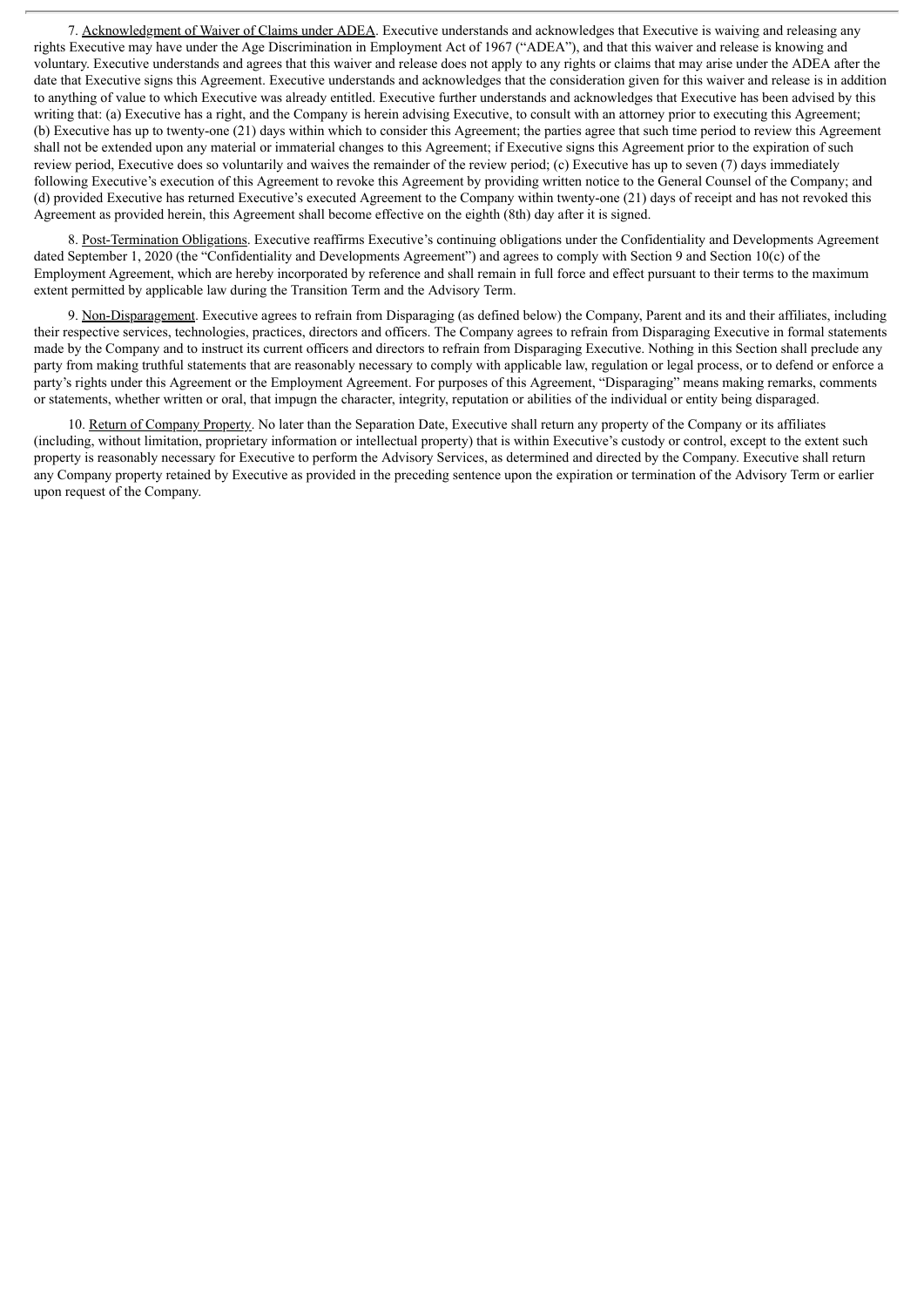7. Acknowledgment of Waiver of Claims under ADEA. Executive understands and acknowledges that Executive is waiving and releasing any rights Executive may have under the Age Discrimination in Employment Act of 1967 ("ADEA"), and that this waiver and release is knowing and voluntary. Executive understands and agrees that this waiver and release does not apply to any rights or claims that may arise under the ADEA after the date that Executive signs this Agreement. Executive understands and acknowledges that the consideration given for this waiver and release is in addition to anything of value to which Executive was already entitled. Executive further understands and acknowledges that Executive has been advised by this writing that: (a) Executive has a right, and the Company is herein advising Executive, to consult with an attorney prior to executing this Agreement; (b) Executive has up to twenty-one (21) days within which to consider this Agreement; the parties agree that such time period to review this Agreement shall not be extended upon any material or immaterial changes to this Agreement; if Executive signs this Agreement prior to the expiration of such review period, Executive does so voluntarily and waives the remainder of the review period; (c) Executive has up to seven (7) days immediately following Executive's execution of this Agreement to revoke this Agreement by providing written notice to the General Counsel of the Company; and (d) provided Executive has returned Executive's executed Agreement to the Company within twenty-one (21) days of receipt and has not revoked this Agreement as provided herein, this Agreement shall become effective on the eighth (8th) day after it is signed.

8. Post-Termination Obligations. Executive reaffirms Executive's continuing obligations under the Confidentiality and Developments Agreement dated September 1, 2020 (the "Confidentiality and Developments Agreement") and agrees to comply with Section 9 and Section 10(c) of the Employment Agreement, which are hereby incorporated by reference and shall remain in full force and effect pursuant to their terms to the maximum extent permitted by applicable law during the Transition Term and the Advisory Term.

9. Non-Disparagement. Executive agrees to refrain from Disparaging (as defined below) the Company, Parent and its and their affiliates, including their respective services, technologies, practices, directors and officers. The Company agrees to refrain from Disparaging Executive in formal statements made by the Company and to instruct its current officers and directors to refrain from Disparaging Executive. Nothing in this Section shall preclude any party from making truthful statements that are reasonably necessary to comply with applicable law, regulation or legal process, or to defend or enforce a party's rights under this Agreement or the Employment Agreement. For purposes of this Agreement, "Disparaging" means making remarks, comments or statements, whether written or oral, that impugn the character, integrity, reputation or abilities of the individual or entity being disparaged.

10. Return of Company Property. No later than the Separation Date, Executive shall return any property of the Company or its affiliates (including, without limitation, proprietary information or intellectual property) that is within Executive's custody or control, except to the extent such property is reasonably necessary for Executive to perform the Advisory Services, as determined and directed by the Company. Executive shall return any Company property retained by Executive as provided in the preceding sentence upon the expiration or termination of the Advisory Term or earlier upon request of the Company.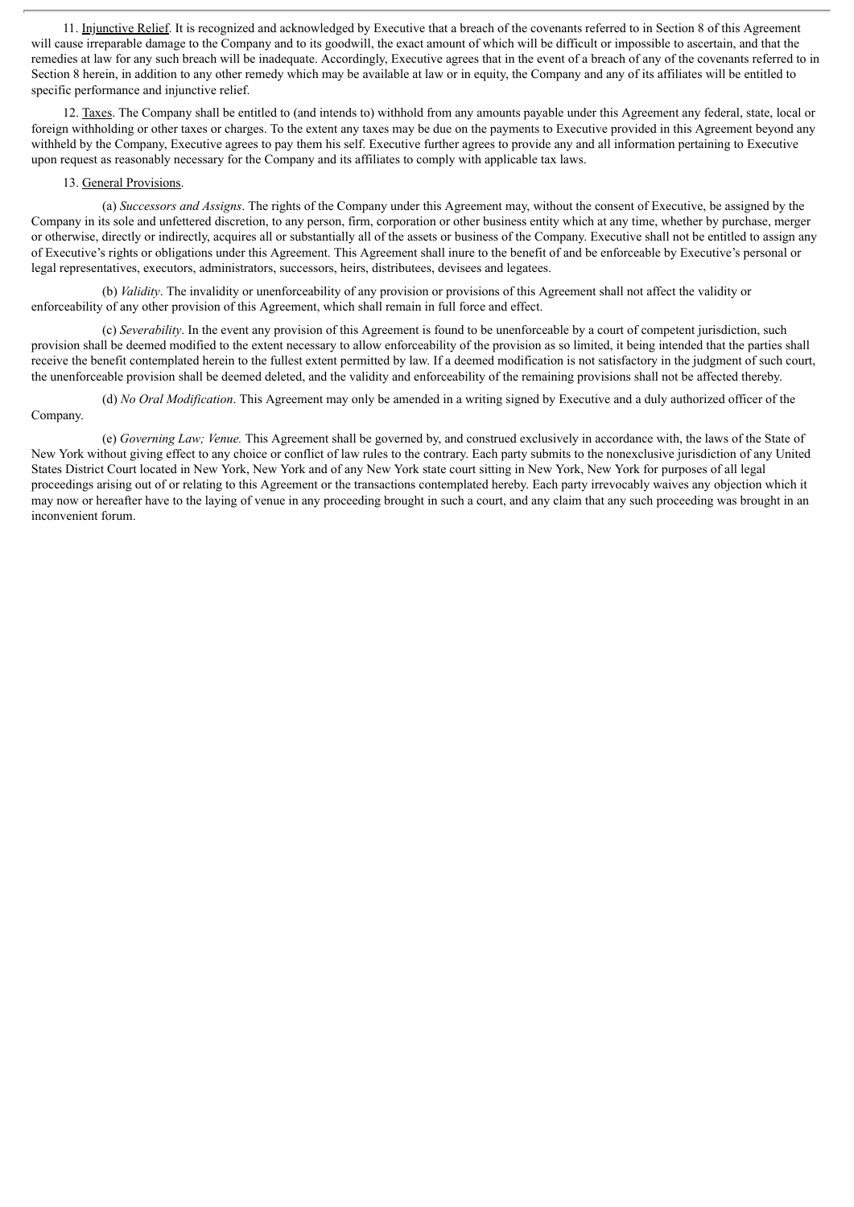11. Injunctive Relief. It is recognized and acknowledged by Executive that a breach of the covenants referred to in Section 8 of this Agreement will cause irreparable damage to the Company and to its goodwill, the exact amount of which will be difficult or impossible to ascertain, and that the remedies at law for any such breach will be inadequate. Accordingly, Executive agrees that in the event of a breach of any of the covenants referred to in Section 8 herein, in addition to any other remedy which may be available at law or in equity, the Company and any of its affiliates will be entitled to specific performance and injunctive relief.

12. Taxes. The Company shall be entitled to (and intends to) withhold from any amounts payable under this Agreement any federal, state, local or foreign withholding or other taxes or charges. To the extent any taxes may be due on the payments to Executive provided in this Agreement beyond any withheld by the Company, Executive agrees to pay them his self. Executive further agrees to provide any and all information pertaining to Executive upon request as reasonably necessary for the Company and its affiliates to comply with applicable tax laws.

13. General Provisions.

(a) *Successors and Assigns*. The rights of the Company under this Agreement may, without the consent of Executive, be assigned by the Company in its sole and unfettered discretion, to any person, firm, corporation or other business entity which at any time, whether by purchase, merger or otherwise, directly or indirectly, acquires all or substantially all of the assets or business of the Company. Executive shall not be entitled to assign any of Executive's rights or obligations under this Agreement. This Agreement shall inure to the benefit of and be enforceable by Executive's personal or legal representatives, executors, administrators, successors, heirs, distributees, devisees and legatees.

(b) *Validity*. The invalidity or unenforceability of any provision or provisions of this Agreement shall not affect the validity or enforceability of any other provision of this Agreement, which shall remain in full force and effect.

(c) *Severability*. In the event any provision of this Agreement is found to be unenforceable by a court of competent jurisdiction, such provision shall be deemed modified to the extent necessary to allow enforceability of the provision as so limited, it being intended that the parties shall receive the benefit contemplated herein to the fullest extent permitted by law. If a deemed modification is not satisfactory in the judgment of such court, the unenforceable provision shall be deemed deleted, and the validity and enforceability of the remaining provisions shall not be affected thereby.

(d) *No Oral Modification*. This Agreement may only be amended in a writing signed by Executive and a duly authorized officer of the Company.

(e) *Governing Law; Venue.* This Agreement shall be governed by, and construed exclusively in accordance with, the laws of the State of New York without giving effect to any choice or conflict of law rules to the contrary. Each party submits to the nonexclusive jurisdiction of any United States District Court located in New York, New York and of any New York state court sitting in New York, New York for purposes of all legal proceedings arising out of or relating to this Agreement or the transactions contemplated hereby. Each party irrevocably waives any objection which it may now or hereafter have to the laying of venue in any proceeding brought in such a court, and any claim that any such proceeding was brought in an inconvenient forum.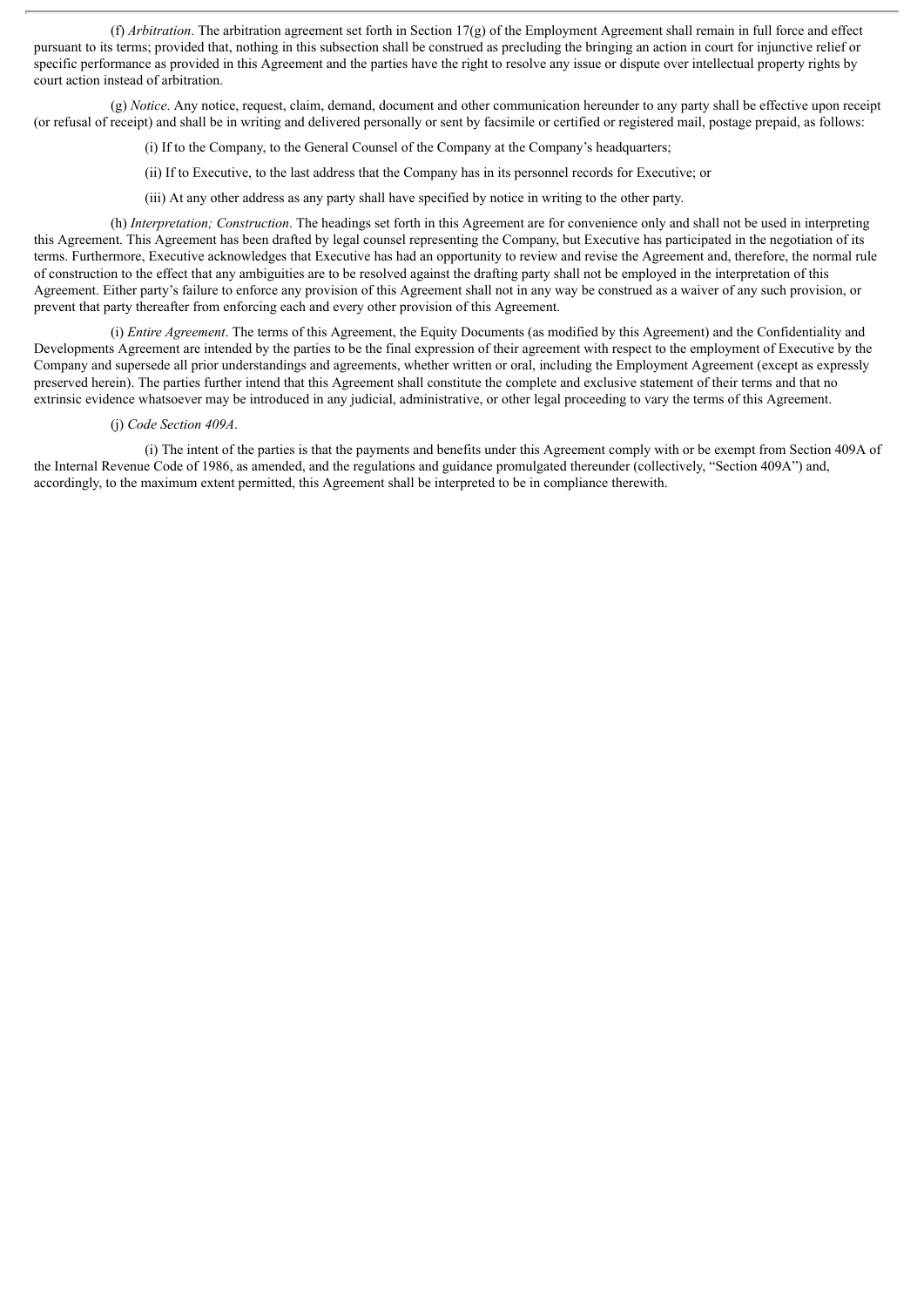(f) *Arbitration*. The arbitration agreement set forth in Section 17(g) of the Employment Agreement shall remain in full force and effect pursuant to its terms; provided that, nothing in this subsection shall be construed as precluding the bringing an action in court for injunctive relief or specific performance as provided in this Agreement and the parties have the right to resolve any issue or dispute over intellectual property rights by court action instead of arbitration.

(g) *Notice*. Any notice, request, claim, demand, document and other communication hereunder to any party shall be effective upon receipt (or refusal of receipt) and shall be in writing and delivered personally or sent by facsimile or certified or registered mail, postage prepaid, as follows:

(i) If to the Company, to the General Counsel of the Company at the Company's headquarters;

(ii) If to Executive, to the last address that the Company has in its personnel records for Executive; or

(iii) At any other address as any party shall have specified by notice in writing to the other party.

(h) *Interpretation; Construction*. The headings set forth in this Agreement are for convenience only and shall not be used in interpreting this Agreement. This Agreement has been drafted by legal counsel representing the Company, but Executive has participated in the negotiation of its terms. Furthermore, Executive acknowledges that Executive has had an opportunity to review and revise the Agreement and, therefore, the normal rule of construction to the effect that any ambiguities are to be resolved against the drafting party shall not be employed in the interpretation of this Agreement. Either party's failure to enforce any provision of this Agreement shall not in any way be construed as a waiver of any such provision, or prevent that party thereafter from enforcing each and every other provision of this Agreement.

(i) *Entire Agreement*. The terms of this Agreement, the Equity Documents (as modified by this Agreement) and the Confidentiality and Developments Agreement are intended by the parties to be the final expression of their agreement with respect to the employment of Executive by the Company and supersede all prior understandings and agreements, whether written or oral, including the Employment Agreement (except as expressly preserved herein). The parties further intend that this Agreement shall constitute the complete and exclusive statement of their terms and that no extrinsic evidence whatsoever may be introduced in any judicial, administrative, or other legal proceeding to vary the terms of this Agreement.

(j) *Code Section 409A*.

(i) The intent of the parties is that the payments and benefits under this Agreement comply with or be exempt from Section 409A of the Internal Revenue Code of 1986, as amended, and the regulations and guidance promulgated thereunder (collectively, "Section 409A") and, accordingly, to the maximum extent permitted, this Agreement shall be interpreted to be in compliance therewith.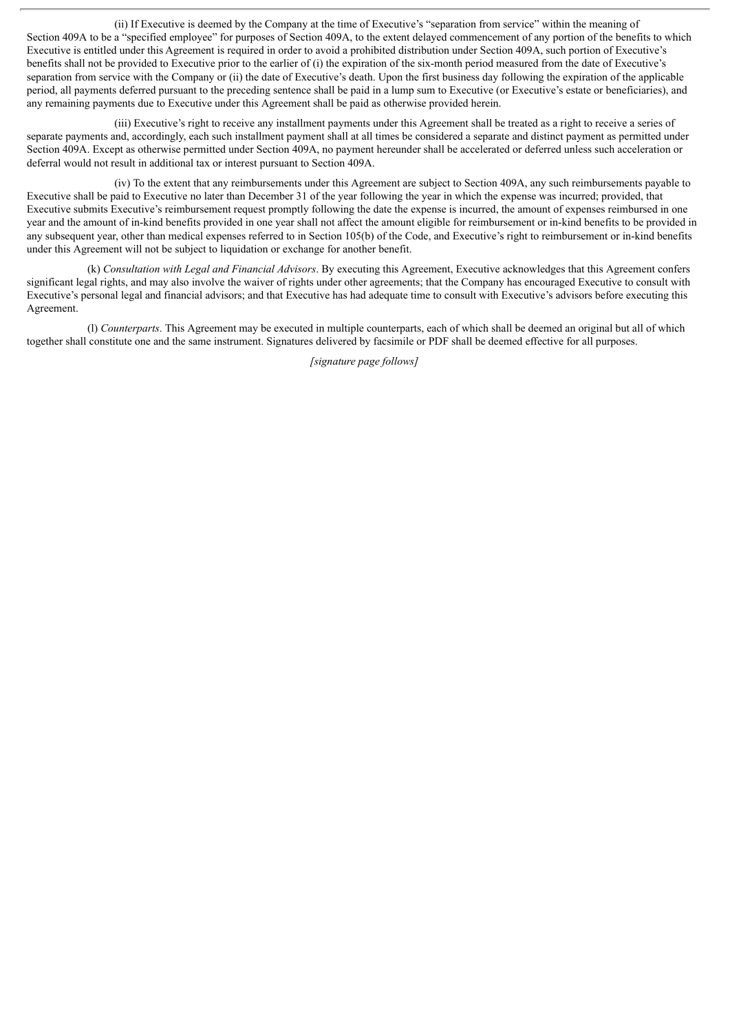(ii) If Executive is deemed by the Company at the time of Executive's "separation from service" within the meaning of Section 409A to be a "specified employee" for purposes of Section 409A, to the extent delayed commencement of any portion of the benefits to which Executive is entitled under this Agreement is required in order to avoid a prohibited distribution under Section 409A, such portion of Executive's benefits shall not be provided to Executive prior to the earlier of (i) the expiration of the six-month period measured from the date of Executive's separation from service with the Company or (ii) the date of Executive's death. Upon the first business day following the expiration of the applicable period, all payments deferred pursuant to the preceding sentence shall be paid in a lump sum to Executive (or Executive's estate or beneficiaries), and any remaining payments due to Executive under this Agreement shall be paid as otherwise provided herein.

(iii) Executive's right to receive any installment payments under this Agreement shall be treated as a right to receive a series of separate payments and, accordingly, each such installment payment shall at all times be considered a separate and distinct payment as permitted under Section 409A. Except as otherwise permitted under Section 409A, no payment hereunder shall be accelerated or deferred unless such acceleration or deferral would not result in additional tax or interest pursuant to Section 409A.

(iv) To the extent that any reimbursements under this Agreement are subject to Section 409A, any such reimbursements payable to Executive shall be paid to Executive no later than December 31 of the year following the year in which the expense was incurred; provided, that Executive submits Executive's reimbursement request promptly following the date the expense is incurred, the amount of expenses reimbursed in one year and the amount of in-kind benefits provided in one year shall not affect the amount eligible for reimbursement or in-kind benefits to be provided in any subsequent year, other than medical expenses referred to in Section 105(b) of the Code, and Executive's right to reimbursement or in-kind benefits under this Agreement will not be subject to liquidation or exchange for another benefit.

(k) *Consultation with Legal and Financial Advisors*. By executing this Agreement, Executive acknowledges that this Agreement confers significant legal rights, and may also involve the waiver of rights under other agreements; that the Company has encouraged Executive to consult with Executive's personal legal and financial advisors; and that Executive has had adequate time to consult with Executive's advisors before executing this Agreement.

(l) *Counterparts*. This Agreement may be executed in multiple counterparts, each of which shall be deemed an original but all of which together shall constitute one and the same instrument. Signatures delivered by facsimile or PDF shall be deemed effective for all purposes.

*[signature page follows]*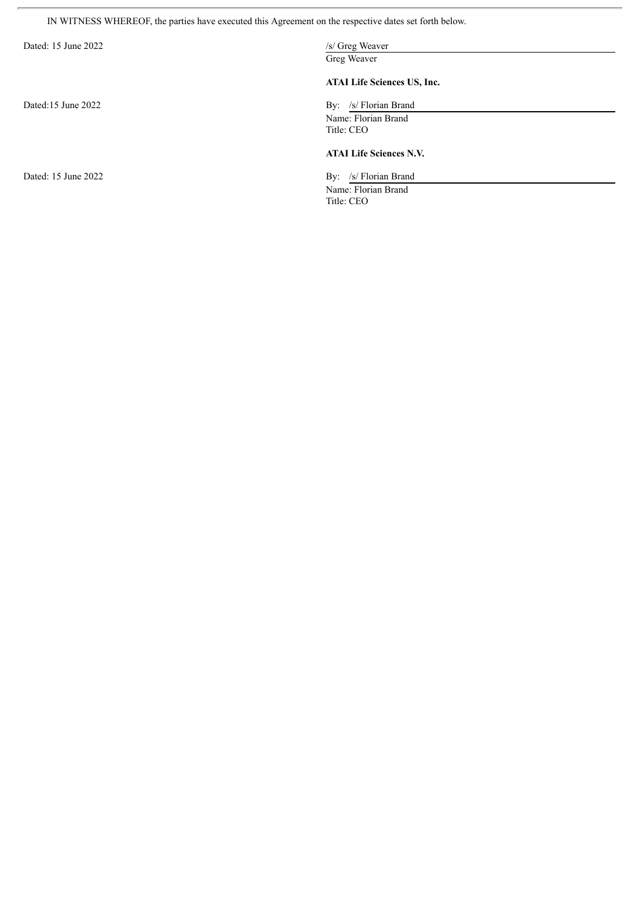IN WITNESS WHEREOF, the parties have executed this Agreement on the respective dates set forth below.

Dated: 15 June 2022

/s/ Greg Weaver
Greg Weaver

**ATAI Life Sciences US, Inc.**

Dated:15 June 2022

By: /s/ Florian Brand
Name: Florian Brand
Title: CEO

**ATAI Life Sciences N.V.**

Dated: 15 June 2022

By: /s/ Florian Brand
Name: Florian Brand
Title: CEO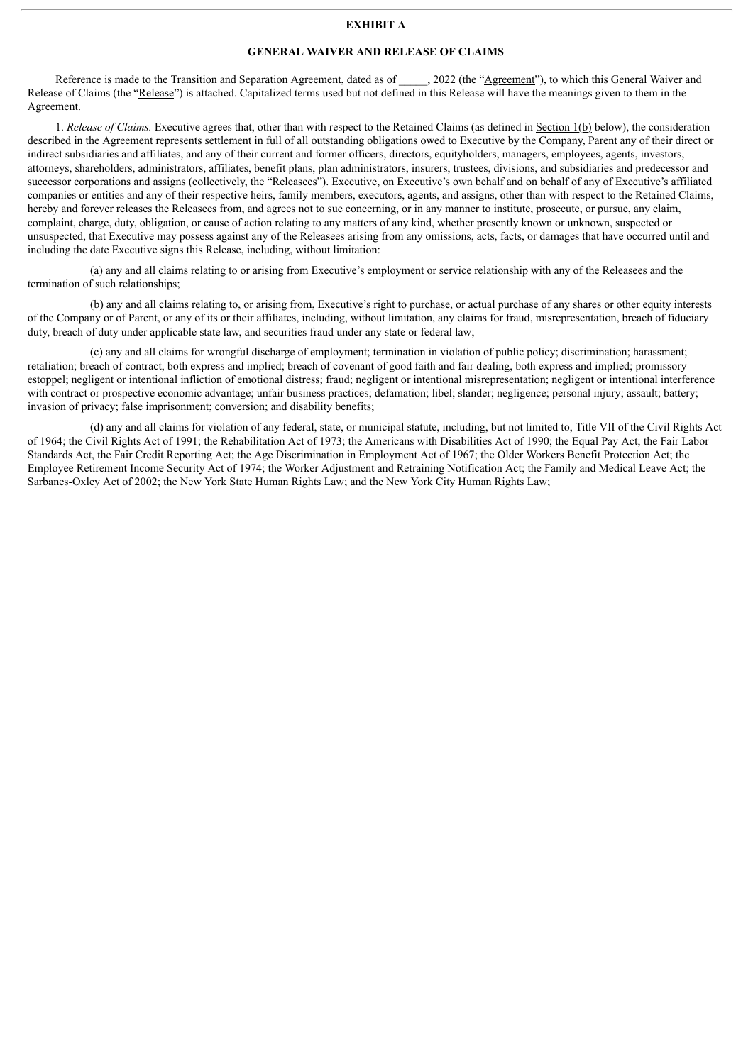# EXHIBIT A

## GENERAL WAIVER AND RELEASE OF CLAIMS

Reference is made to the Transition and Separation Agreement, dated as of _____, 2022 (the "Agreement"), to which this General Waiver and Release of Claims (the "Release") is attached. Capitalized terms used but not defined in this Release will have the meanings given to them in the Agreement.

1. *Release of Claims.* Executive agrees that, other than with respect to the Retained Claims (as defined in Section 1(b) below), the consideration described in the Agreement represents settlement in full of all outstanding obligations owed to Executive by the Company, Parent any of their direct or indirect subsidiaries and affiliates, and any of their current and former officers, directors, equityholders, managers, employees, agents, investors, attorneys, shareholders, administrators, affiliates, benefit plans, plan administrators, insurers, trustees, divisions, and subsidiaries and predecessor and successor corporations and assigns (collectively, the "Releasees"). Executive, on Executive's own behalf and on behalf of any of Executive's affiliated companies or entities and any of their respective heirs, family members, executors, agents, and assigns, other than with respect to the Retained Claims, hereby and forever releases the Releasees from, and agrees not to sue concerning, or in any manner to institute, prosecute, or pursue, any claim, complaint, charge, duty, obligation, or cause of action relating to any matters of any kind, whether presently known or unknown, suspected or unsuspected, that Executive may possess against any of the Releasees arising from any omissions, acts, facts, or damages that have occurred until and including the date Executive signs this Release, including, without limitation:

(a) any and all claims relating to or arising from Executive's employment or service relationship with any of the Releasees and the termination of such relationships;

(b) any and all claims relating to, or arising from, Executive's right to purchase, or actual purchase of any shares or other equity interests of the Company or of Parent, or any of its or their affiliates, including, without limitation, any claims for fraud, misrepresentation, breach of fiduciary duty, breach of duty under applicable state law, and securities fraud under any state or federal law;

(c) any and all claims for wrongful discharge of employment; termination in violation of public policy; discrimination; harassment; retaliation; breach of contract, both express and implied; breach of covenant of good faith and fair dealing, both express and implied; promissory estoppel; negligent or intentional infliction of emotional distress; fraud; negligent or intentional misrepresentation; negligent or intentional interference with contract or prospective economic advantage; unfair business practices; defamation; libel; slander; negligence; personal injury; assault; battery; invasion of privacy; false imprisonment; conversion; and disability benefits;

(d) any and all claims for violation of any federal, state, or municipal statute, including, but not limited to, Title VII of the Civil Rights Act of 1964; the Civil Rights Act of 1991; the Rehabilitation Act of 1973; the Americans with Disabilities Act of 1990; the Equal Pay Act; the Fair Labor Standards Act, the Fair Credit Reporting Act; the Age Discrimination in Employment Act of 1967; the Older Workers Benefit Protection Act; the Employee Retirement Income Security Act of 1974; the Worker Adjustment and Retraining Notification Act; the Family and Medical Leave Act; the Sarbanes-Oxley Act of 2002; the New York State Human Rights Law; and the New York City Human Rights Law;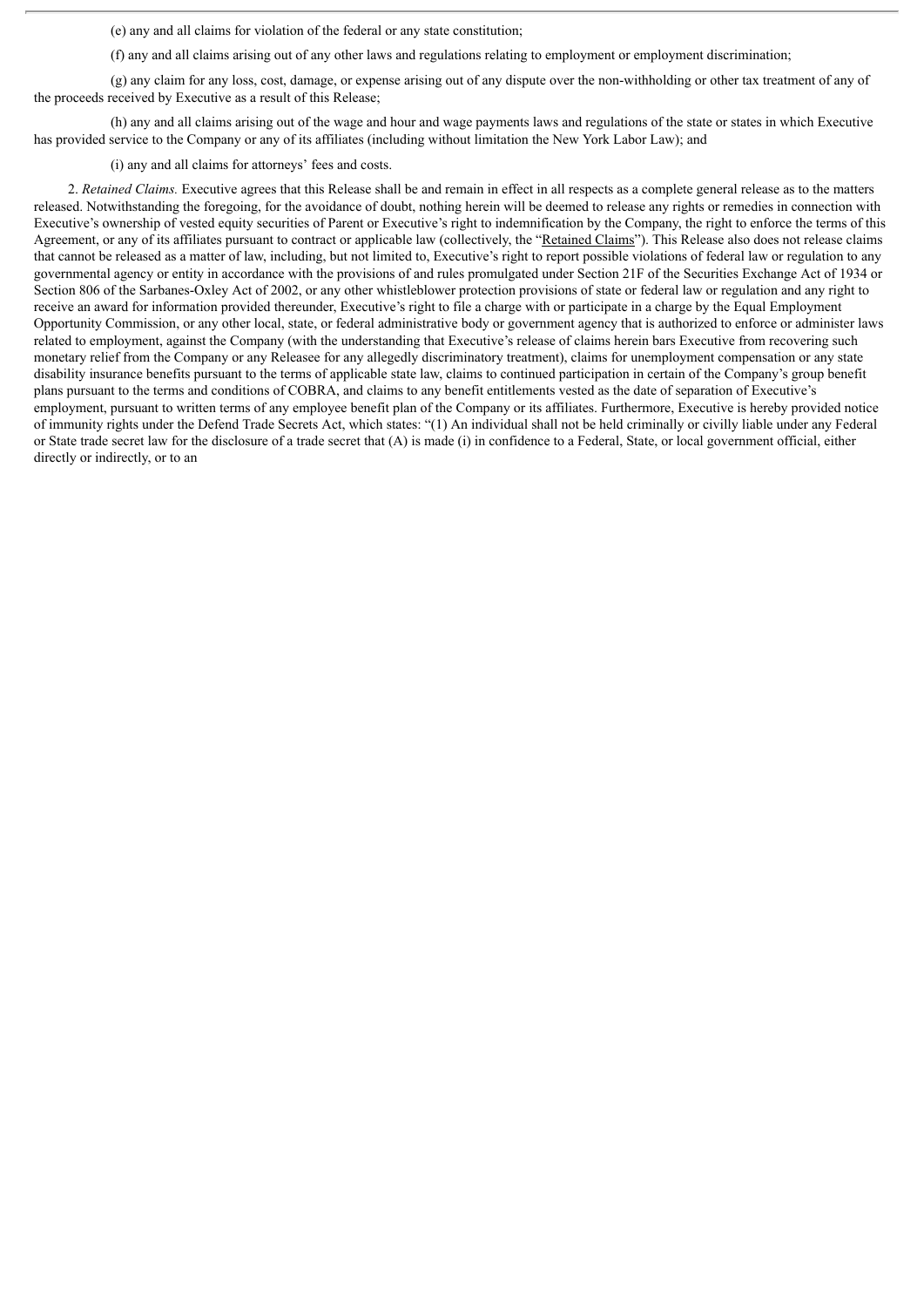(e) any and all claims for violation of the federal or any state constitution;

(f) any and all claims arising out of any other laws and regulations relating to employment or employment discrimination;

(g) any claim for any loss, cost, damage, or expense arising out of any dispute over the non-withholding or other tax treatment of any of the proceeds received by Executive as a result of this Release;

(h) any and all claims arising out of the wage and hour and wage payments laws and regulations of the state or states in which Executive has provided service to the Company or any of its affiliates (including without limitation the New York Labor Law); and

(i) any and all claims for attorneys' fees and costs.

2. *Retained Claims.* Executive agrees that this Release shall be and remain in effect in all respects as a complete general release as to the matters released. Notwithstanding the foregoing, for the avoidance of doubt, nothing herein will be deemed to release any rights or remedies in connection with Executive's ownership of vested equity securities of Parent or Executive's right to indemnification by the Company, the right to enforce the terms of this Agreement, or any of its affiliates pursuant to contract or applicable law (collectively, the "Retained Claims"). This Release also does not release claims that cannot be released as a matter of law, including, but not limited to, Executive's right to report possible violations of federal law or regulation to any governmental agency or entity in accordance with the provisions of and rules promulgated under Section 21F of the Securities Exchange Act of 1934 or Section 806 of the Sarbanes-Oxley Act of 2002, or any other whistleblower protection provisions of state or federal law or regulation and any right to receive an award for information provided thereunder, Executive's right to file a charge with or participate in a charge by the Equal Employment Opportunity Commission, or any other local, state, or federal administrative body or government agency that is authorized to enforce or administer laws related to employment, against the Company (with the understanding that Executive's release of claims herein bars Executive from recovering such monetary relief from the Company or any Releasee for any allegedly discriminatory treatment), claims for unemployment compensation or any state disability insurance benefits pursuant to the terms of applicable state law, claims to continued participation in certain of the Company's group benefit plans pursuant to the terms and conditions of COBRA, and claims to any benefit entitlements vested as the date of separation of Executive's employment, pursuant to written terms of any employee benefit plan of the Company or its affiliates. Furthermore, Executive is hereby provided notice of immunity rights under the Defend Trade Secrets Act, which states: "(1) An individual shall not be held criminally or civilly liable under any Federal or State trade secret law for the disclosure of a trade secret that (A) is made (i) in confidence to a Federal, State, or local government official, either directly or indirectly, or to an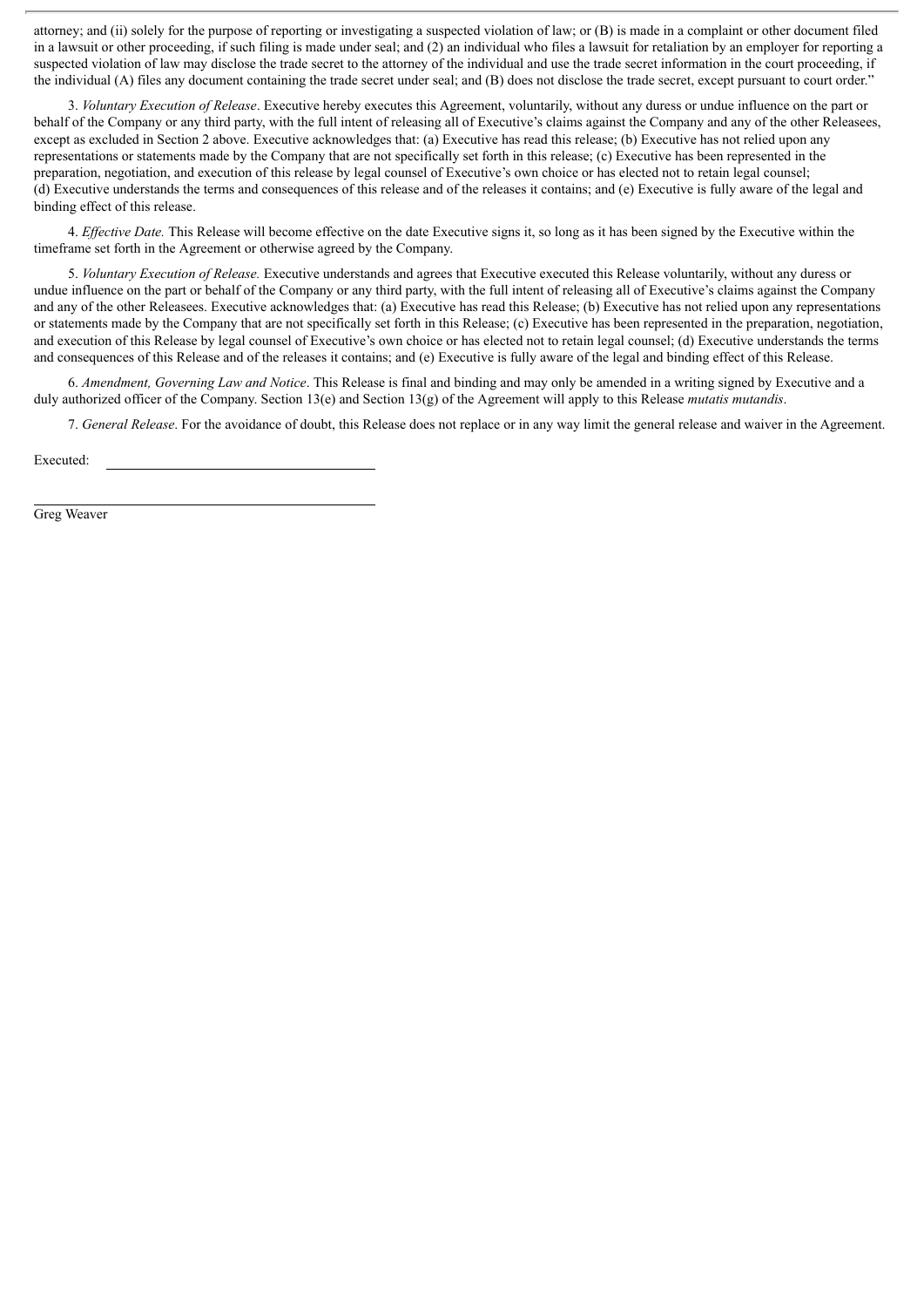attorney; and (ii) solely for the purpose of reporting or investigating a suspected violation of law; or (B) is made in a complaint or other document filed in a lawsuit or other proceeding, if such filing is made under seal; and (2) an individual who files a lawsuit for retaliation by an employer for reporting a suspected violation of law may disclose the trade secret to the attorney of the individual and use the trade secret information in the court proceeding, if the individual (A) files any document containing the trade secret under seal; and (B) does not disclose the trade secret, except pursuant to court order."

3. *Voluntary Execution of Release*. Executive hereby executes this Agreement, voluntarily, without any duress or undue influence on the part or behalf of the Company or any third party, with the full intent of releasing all of Executive's claims against the Company and any of the other Releasees, except as excluded in Section 2 above. Executive acknowledges that: (a) Executive has read this release; (b) Executive has not relied upon any representations or statements made by the Company that are not specifically set forth in this release; (c) Executive has been represented in the preparation, negotiation, and execution of this release by legal counsel of Executive's own choice or has elected not to retain legal counsel; (d) Executive understands the terms and consequences of this release and of the releases it contains; and (e) Executive is fully aware of the legal and binding effect of this release.

4. *Effective Date.* This Release will become effective on the date Executive signs it, so long as it has been signed by the Executive within the timeframe set forth in the Agreement or otherwise agreed by the Company.

5. *Voluntary Execution of Release.* Executive understands and agrees that Executive executed this Release voluntarily, without any duress or undue influence on the part or behalf of the Company or any third party, with the full intent of releasing all of Executive's claims against the Company and any of the other Releasees. Executive acknowledges that: (a) Executive has read this Release; (b) Executive has not relied upon any representations or statements made by the Company that are not specifically set forth in this Release; (c) Executive has been represented in the preparation, negotiation, and execution of this Release by legal counsel of Executive's own choice or has elected not to retain legal counsel; (d) Executive understands the terms and consequences of this Release and of the releases it contains; and (e) Executive is fully aware of the legal and binding effect of this Release.

6. *Amendment, Governing Law and Notice*. This Release is final and binding and may only be amended in a writing signed by Executive and a duly authorized officer of the Company. Section 13(e) and Section 13(g) of the Agreement will apply to this Release *mutatis mutandis*.

7. *General Release*. For the avoidance of doubt, this Release does not replace or in any way limit the general release and waiver in the Agreement.

Executed: \_\_\_\_\_\_\_\_\_\_\_\_\_\_\_\_\_\_\_\_\_\_\_\_\_\_\_\_\_\_

\_\_\_\_\_\_\_\_\_\_\_\_\_\_\_\_\_\_\_\_\_\_\_\_\_\_\_\_\_\_

Greg Weaver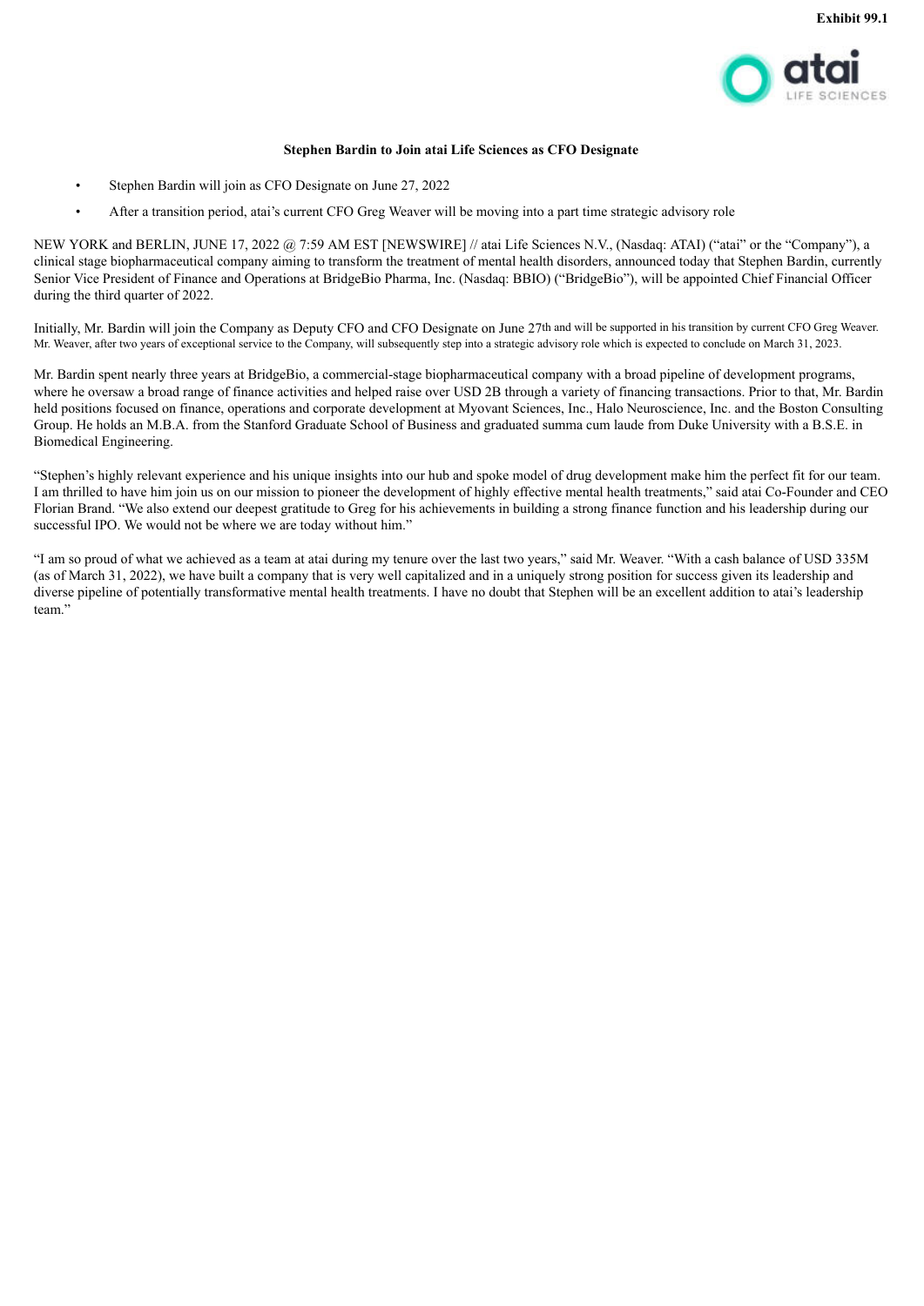Exhibit 99.1

**Stephen Bardin to Join atai Life Sciences as CFO Designate**

- Stephen Bardin will join as CFO Designate on June 27, 2022
- After a transition period, atai's current CFO Greg Weaver will be moving into a part time strategic advisory role

NEW YORK and BERLIN, JUNE 17, 2022 @ 7:59 AM EST [NEWSWIRE] // atai Life Sciences N.V., (Nasdaq: ATAI) ("atai" or the "Company"), a clinical stage biopharmaceutical company aiming to transform the treatment of mental health disorders, announced today that Stephen Bardin, currently Senior Vice President of Finance and Operations at BridgeBio Pharma, Inc. (Nasdaq: BBIO) ("BridgeBio"), will be appointed Chief Financial Officer during the third quarter of 2022.

Initially, Mr. Bardin will join the Company as Deputy CFO and CFO Designate on June 27th and will be supported in his transition by current CFO Greg Weaver. Mr. Weaver, after two years of exceptional service to the Company, will subsequently step into a strategic advisory role which is expected to conclude on March 31, 2023.

Mr. Bardin spent nearly three years at BridgeBio, a commercial-stage biopharmaceutical company with a broad pipeline of development programs, where he oversaw a broad range of finance activities and helped raise over USD 2B through a variety of financing transactions. Prior to that, Mr. Bardin held positions focused on finance, operations and corporate development at Myovant Sciences, Inc., Halo Neuroscience, Inc. and the Boston Consulting Group. He holds an M.B.A. from the Stanford Graduate School of Business and graduated summa cum laude from Duke University with a B.S.E. in Biomedical Engineering.

"Stephen's highly relevant experience and his unique insights into our hub and spoke model of drug development make him the perfect fit for our team. I am thrilled to have him join us on our mission to pioneer the development of highly effective mental health treatments," said atai Co-Founder and CEO Florian Brand. "We also extend our deepest gratitude to Greg for his achievements in building a strong finance function and his leadership during our successful IPO. We would not be where we are today without him."

"I am so proud of what we achieved as a team at atai during my tenure over the last two years," said Mr. Weaver. "With a cash balance of USD 335M (as of March 31, 2022), we have built a company that is very well capitalized and in a uniquely strong position for success given its leadership and diverse pipeline of potentially transformative mental health treatments. I have no doubt that Stephen will be an excellent addition to atai's leadership team."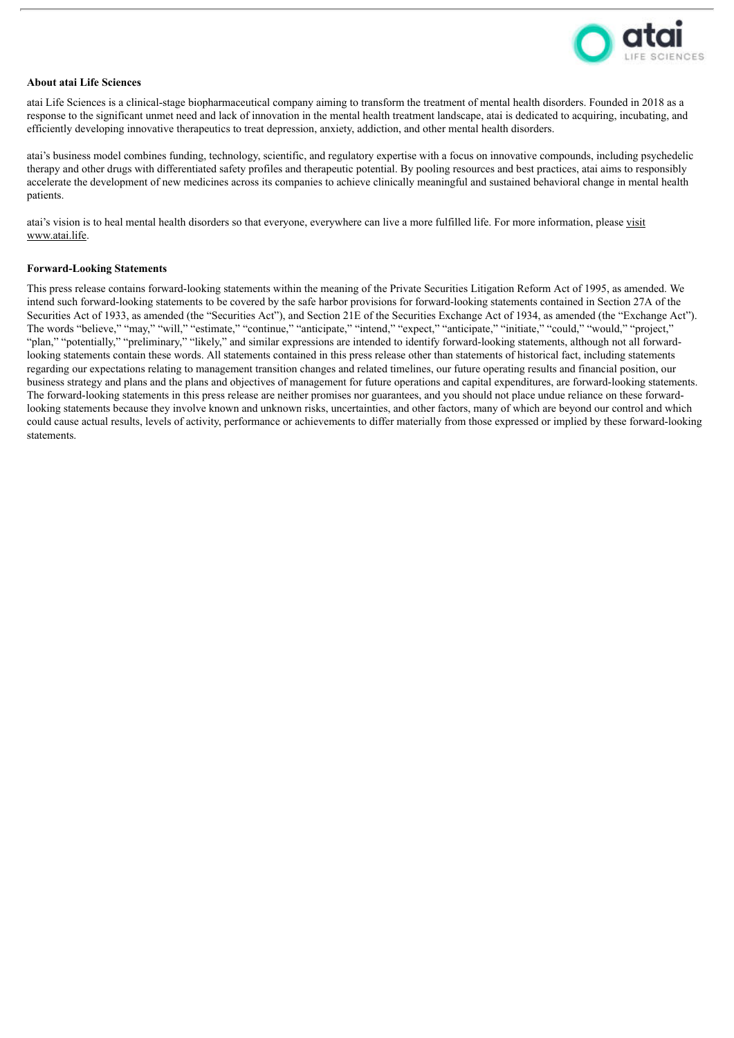**About atai Life Sciences**

atai Life Sciences is a clinical-stage biopharmaceutical company aiming to transform the treatment of mental health disorders. Founded in 2018 as a response to the significant unmet need and lack of innovation in the mental health treatment landscape, atai is dedicated to acquiring, incubating, and efficiently developing innovative therapeutics to treat depression, anxiety, addiction, and other mental health disorders.

atai's business model combines funding, technology, scientific, and regulatory expertise with a focus on innovative compounds, including psychedelic therapy and other drugs with differentiated safety profiles and therapeutic potential. By pooling resources and best practices, atai aims to responsibly accelerate the development of new medicines across its companies to achieve clinically meaningful and sustained behavioral change in mental health patients.

atai's vision is to heal mental health disorders so that everyone, everywhere can live a more fulfilled life. For more information, please visit www.atai.life.

**Forward-Looking Statements**

This press release contains forward-looking statements within the meaning of the Private Securities Litigation Reform Act of 1995, as amended. We intend such forward-looking statements to be covered by the safe harbor provisions for forward-looking statements contained in Section 27A of the Securities Act of 1933, as amended (the "Securities Act"), and Section 21E of the Securities Exchange Act of 1934, as amended (the "Exchange Act"). The words "believe," "may," "will," "estimate," "continue," "anticipate," "intend," "expect," "anticipate," "initiate," "could," "would," "project," "plan," "potentially," "preliminary," "likely," and similar expressions are intended to identify forward-looking statements, although not all forward-looking statements contain these words. All statements contained in this press release other than statements of historical fact, including statements regarding our expectations relating to management transition changes and related timelines, our future operating results and financial position, our business strategy and plans and the plans and objectives of management for future operations and capital expenditures, are forward-looking statements. The forward-looking statements in this press release are neither promises nor guarantees, and you should not place undue reliance on these forward-looking statements because they involve known and unknown risks, uncertainties, and other factors, many of which are beyond our control and which could cause actual results, levels of activity, performance or achievements to differ materially from those expressed or implied by these forward-looking statements.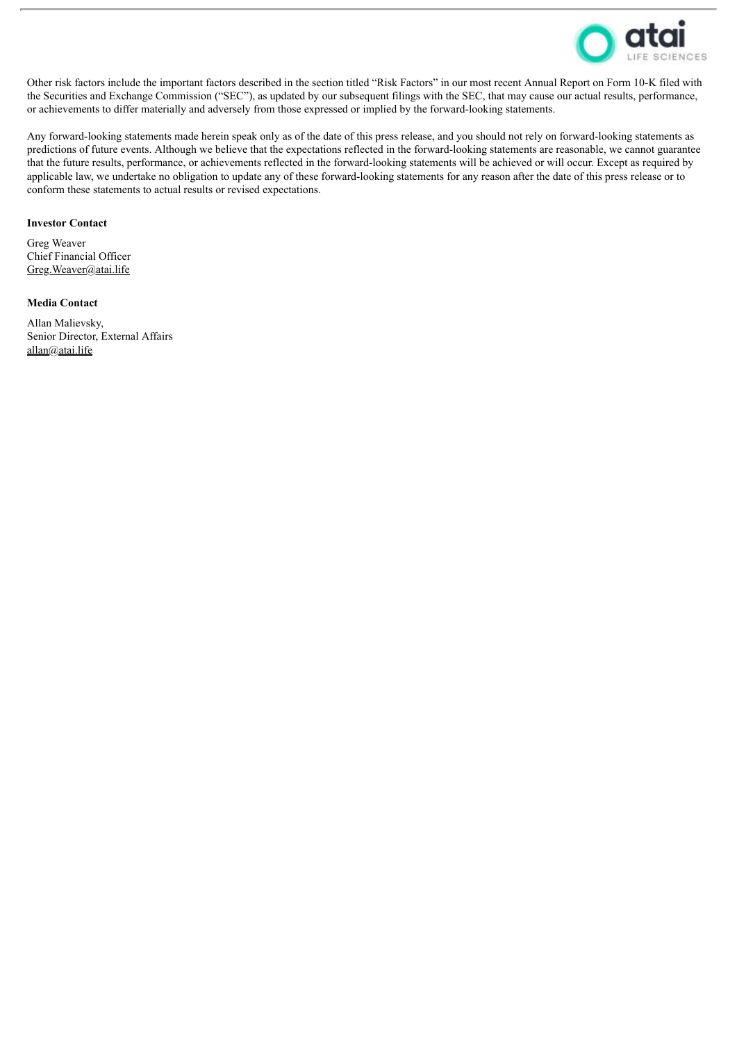Other risk factors include the important factors described in the section titled "Risk Factors" in our most recent Annual Report on Form 10-K filed with the Securities and Exchange Commission ("SEC"), as updated by our subsequent filings with the SEC, that may cause our actual results, performance, or achievements to differ materially and adversely from those expressed or implied by the forward-looking statements.

Any forward-looking statements made herein speak only as of the date of this press release, and you should not rely on forward-looking statements as predictions of future events. Although we believe that the expectations reflected in the forward-looking statements are reasonable, we cannot guarantee that the future results, performance, or achievements reflected in the forward-looking statements will be achieved or will occur. Except as required by applicable law, we undertake no obligation to update any of these forward-looking statements for any reason after the date of this press release or to conform these statements to actual results or revised expectations.

**Investor Contact**

Greg Weaver
Chief Financial Officer
Greg.Weaver@atai.life

**Media Contact**

Allan Malievsky,
Senior Director, External Affairs
allan@atai.life